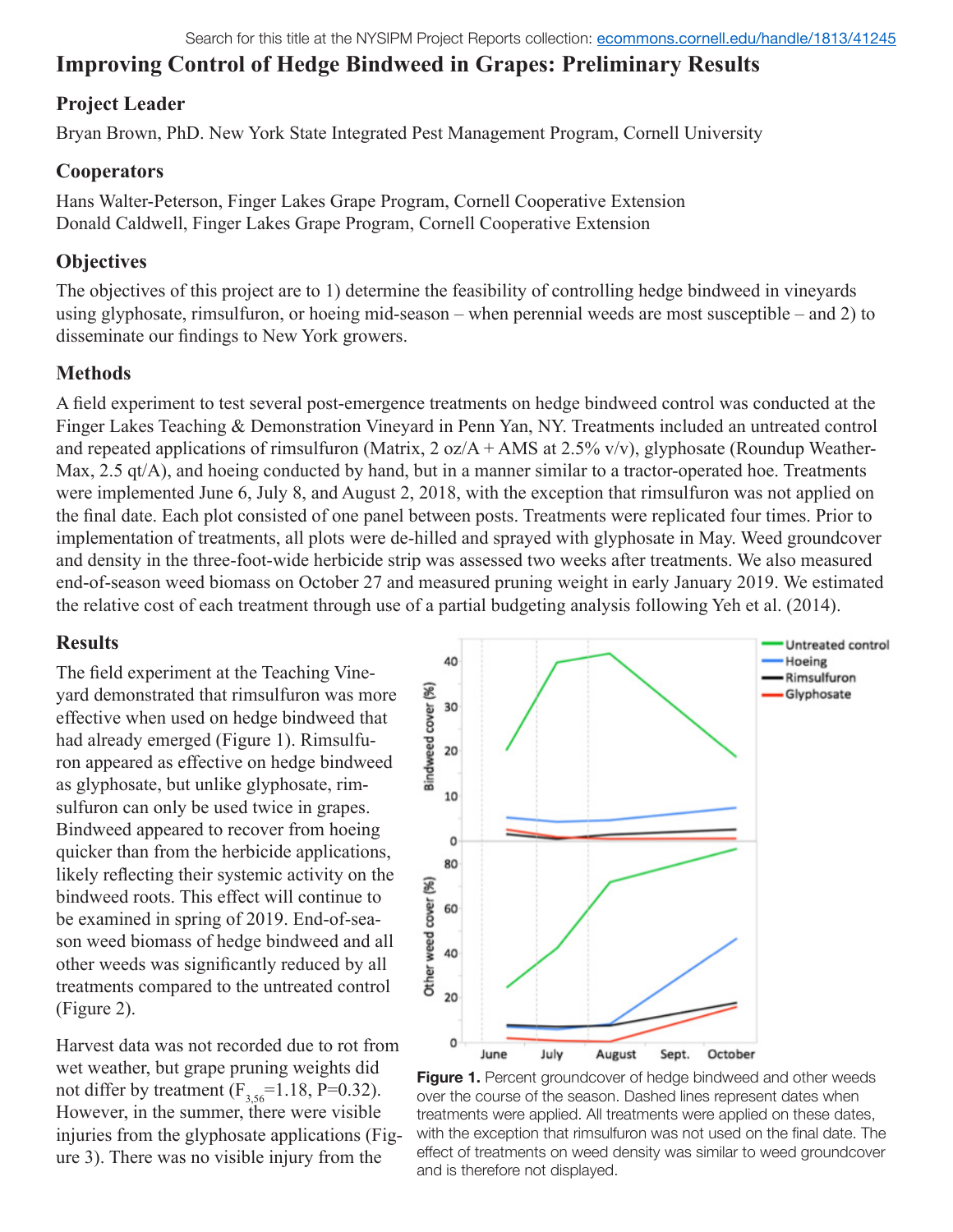Search for this title at the NYSIPM Project Reports collection: ecommons.cornell.edu/handle/1813/41245

# Improving Control of Hedge Bindweed in Grapes: Preliminary Results

## Project Leader

Bryan Brown, PhD. New York State Integrated Pest Management Program, Cornell University

## Cooperators

Hans Walter-Peterson, Finger Lakes Grape Program, Cornell Cooperative Extension
Donald Caldwell, Finger Lakes Grape Program, Cornell Cooperative Extension

## Objectives

The objectives of this project are to 1) determine the feasibility of controlling hedge bindweed in vineyards using glyphosate, rimsulfuron, or hoeing mid-season – when perennial weeds are most susceptible – and 2) to disseminate our findings to New York growers.

## Methods

A field experiment to test several post-emergence treatments on hedge bindweed control was conducted at the Finger Lakes Teaching & Demonstration Vineyard in Penn Yan, NY. Treatments included an untreated control and repeated applications of rimsulfuron (Matrix, 2 oz/A + AMS at 2.5% v/v), glyphosate (Roundup WeatherMax, 2.5 qt/A), and hoeing conducted by hand, but in a manner similar to a tractor-operated hoe. Treatments were implemented June 6, July 8, and August 2, 2018, with the exception that rimsulfuron was not applied on the final date. Each plot consisted of one panel between posts. Treatments were replicated four times. Prior to implementation of treatments, all plots were de-hilled and sprayed with glyphosate in May. Weed groundcover and density in the three-foot-wide herbicide strip was assessed two weeks after treatments. We also measured end-of-season weed biomass on October 27 and measured pruning weight in early January 2019. We estimated the relative cost of each treatment through use of a partial budgeting analysis following Yeh et al. (2014).

## Results

The field experiment at the Teaching Vineyard demonstrated that rimsulfuron was more effective when used on hedge bindweed that had already emerged (Figure 1). Rimsulfuron appeared as effective on hedge bindweed as glyphosate, but unlike glyphosate, rimsulfuron can only be used twice in grapes. Bindweed appeared to recover from hoeing quicker than from the herbicide applications, likely reflecting their systemic activity on the bindweed roots. This effect will continue to be examined in spring of 2019. End-of-season weed biomass of hedge bindweed and all other weeds was significantly reduced by all treatments compared to the untreated control (Figure 2).

Harvest data was not recorded due to rot from wet weather, but grape pruning weights did not differ by treatment ($F_{3,56}$=1.18, P=0.32). However, in the summer, there were visible injuries from the glyphosate applications (Figure 3). There was no visible injury from the

**Figure 1.** Percent groundcover of hedge bindweed and other weeds over the course of the season. Dashed lines represent dates when treatments were applied. All treatments were applied on these dates, with the exception that rimsulfuron was not used on the final date. The effect of treatments on weed density was similar to weed groundcover and is therefore not displayed.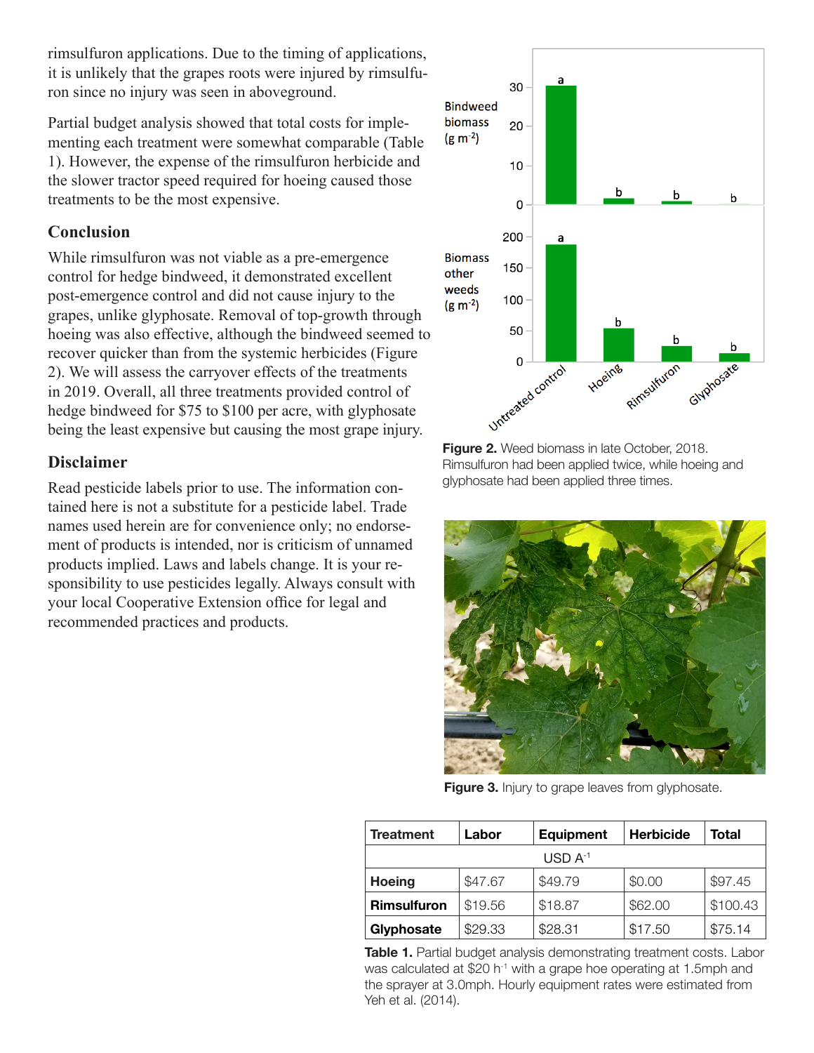rimsulfuron applications. Due to the timing of applications, it is unlikely that the grapes roots were injured by rimsulfuron since no injury was seen in aboveground.

Partial budget analysis showed that total costs for implementing each treatment were somewhat comparable (Table 1). However, the expense of the rimsulfuron herbicide and the slower tractor speed required for hoeing caused those treatments to be the most expensive.

## Conclusion

While rimsulfuron was not viable as a pre-emergence control for hedge bindweed, it demonstrated excellent post-emergence control and did not cause injury to the grapes, unlike glyphosate. Removal of top-growth through hoeing was also effective, although the bindweed seemed to recover quicker than from the systemic herbicides (Figure 2). We will assess the carryover effects of the treatments in 2019. Overall, all three treatments provided control of hedge bindweed for $75 to $100 per acre, with glyphosate being the least expensive but causing the most grape injury.

## Disclaimer

Read pesticide labels prior to use. The information contained here is not a substitute for a pesticide label. Trade names used herein are for convenience only; no endorsement of products is intended, nor is criticism of unnamed products implied. Laws and labels change. It is your responsibility to use pesticides legally. Always consult with your local Cooperative Extension office for legal and recommended practices and products.

**Figure 2.** Weed biomass in late October, 2018. Rimsulfuron had been applied twice, while hoeing and glyphosate had been applied three times.

**Figure 3.** Injury to grape leaves from glyphosate.

| Treatment | Labor | Equipment | Herbicide | Total |
|---|---|---|---|---|
| | | USD $A^{-1}$ | | |
| **Hoeing** | $47.67 | $49.79 | $0.00 | $97.45 |
| **Rimsulfuron** | $19.56 | $18.87 | $62.00 | $100.43 |
| **Glyphosate** | $29.33 | $28.31 | $17.50 | $75.14 |

**Table 1.** Partial budget analysis demonstrating treatment costs. Labor was calculated at $20 $h^{-1}$ with a grape hoe operating at 1.5mph and the sprayer at 3.0mph. Hourly equipment rates were estimated from Yeh et al. (2014).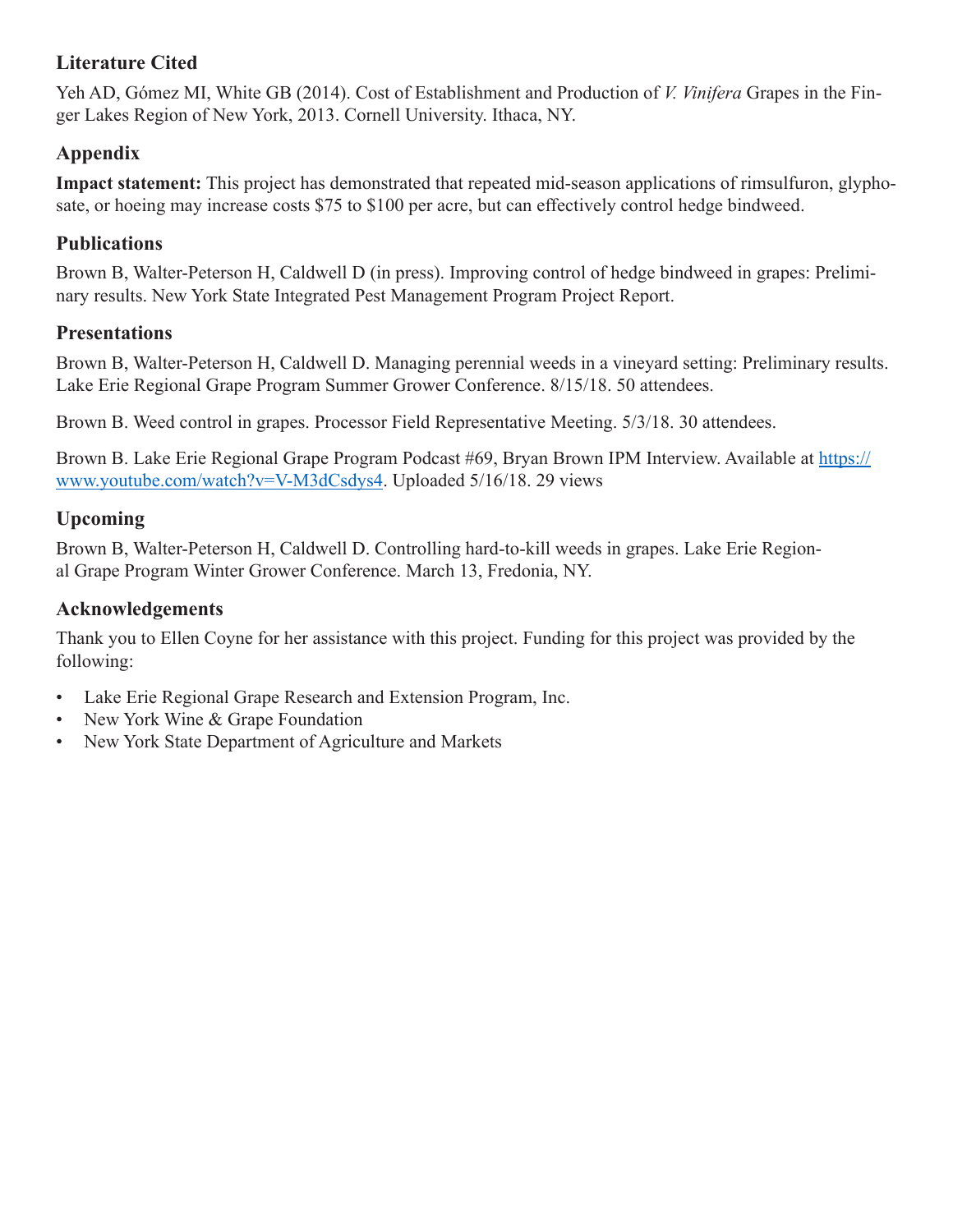## Literature Cited

Yeh AD, Gómez MI, White GB (2014). Cost of Establishment and Production of *V. Vinifera* Grapes in the Finger Lakes Region of New York, 2013. Cornell University. Ithaca, NY.

## Appendix

**Impact statement:** This project has demonstrated that repeated mid-season applications of rimsulfuron, glyphosate, or hoeing may increase costs $75 to $100 per acre, but can effectively control hedge bindweed.

## Publications

Brown B, Walter-Peterson H, Caldwell D (in press). Improving control of hedge bindweed in grapes: Preliminary results. New York State Integrated Pest Management Program Project Report.

## Presentations

Brown B, Walter-Peterson H, Caldwell D. Managing perennial weeds in a vineyard setting: Preliminary results. Lake Erie Regional Grape Program Summer Grower Conference. 8/15/18. 50 attendees.

Brown B. Weed control in grapes. Processor Field Representative Meeting. 5/3/18. 30 attendees.

Brown B. Lake Erie Regional Grape Program Podcast #69, Bryan Brown IPM Interview. Available at [https://www.youtube.com/watch?v=V-M3dCsdys4](https://www.youtube.com/watch?v=V-M3dCsdys4). Uploaded 5/16/18. 29 views

## Upcoming

Brown B, Walter-Peterson H, Caldwell D. Controlling hard-to-kill weeds in grapes. Lake Erie Regional Grape Program Winter Grower Conference. March 13, Fredonia, NY.

## Acknowledgements

Thank you to Ellen Coyne for her assistance with this project. Funding for this project was provided by the following:

- Lake Erie Regional Grape Research and Extension Program, Inc.
- New York Wine & Grape Foundation
- New York State Department of Agriculture and Markets